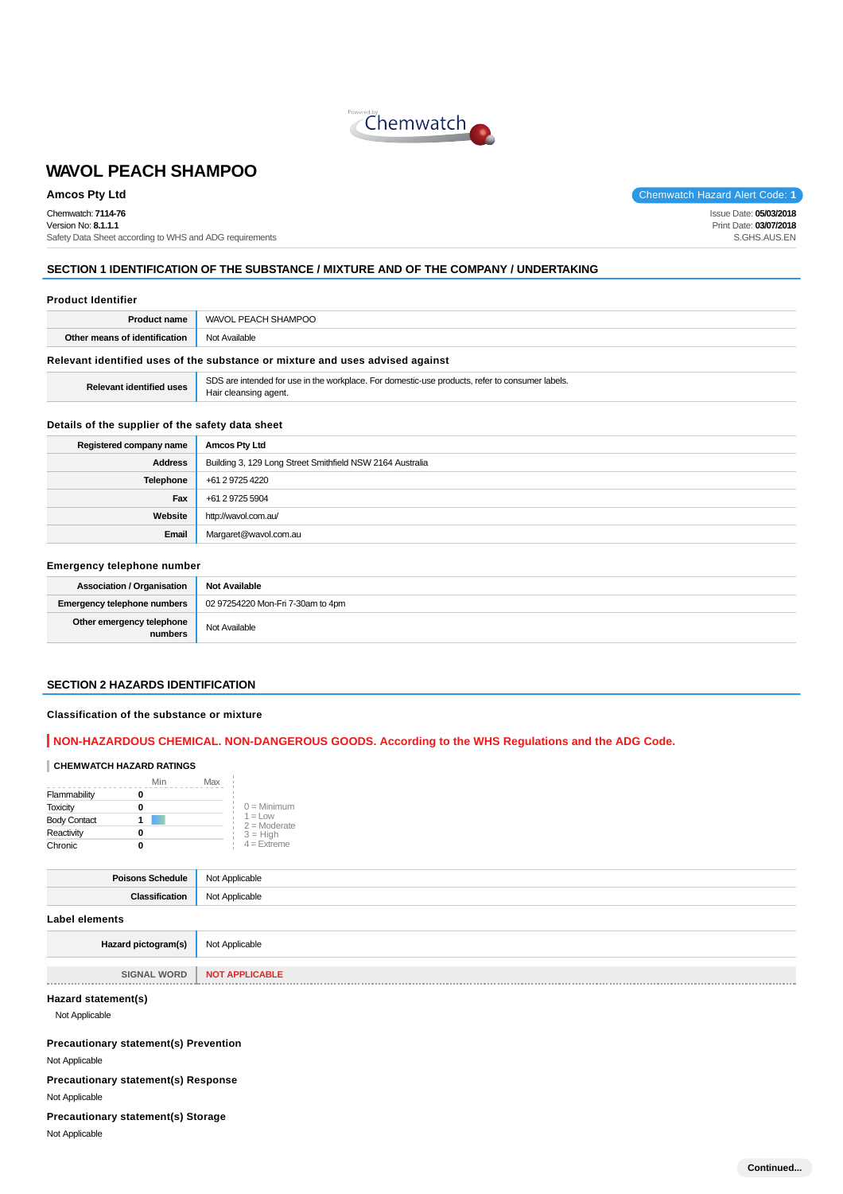# WAVOL PEACH SHAMPOO

**Amcos Pty Ltd**

Chemwatch Hazard Alert Code: **1**

Chemwatch: **7114-76**
Version No: **8.1.1.1**
Safety Data Sheet according to WHS and ADG requirements

Issue Date: **05/03/2018**
Print Date: **03/07/2018**
S.GHS.AUS.EN

## SECTION 1 IDENTIFICATION OF THE SUBSTANCE / MIXTURE AND OF THE COMPANY / UNDERTAKING

### Product Identifier

| | |
|---|---|
| **Product name** | WAVOL PEACH SHAMPOO |
| **Other means of identification** | Not Available |

### Relevant identified uses of the substance or mixture and uses advised against

| | |
|---|---|
| **Relevant identified uses** | SDS are intended for use in the workplace. For domestic-use products, refer to consumer labels.<br>Hair cleansing agent. |

### Details of the supplier of the safety data sheet

| | |
|---|---|
| **Registered company name** | **Amcos Pty Ltd** |
| **Address** | Building 3, 129 Long Street Smithfield NSW 2164 Australia |
| **Telephone** | +61 2 9725 4220 |
| **Fax** | +61 2 9725 5904 |
| **Website** | http://wavol.com.au/ |
| **Email** | Margaret@wavol.com.au |

### Emergency telephone number

| | |
|---|---|
| **Association / Organisation** | **Not Available** |
| **Emergency telephone numbers** | 02 97254220 Mon-Fri 7-30am to 4pm |
| **Other emergency telephone numbers** | Not Available |

## SECTION 2 HAZARDS IDENTIFICATION

### Classification of the substance or mixture

**NON-HAZARDOUS CHEMICAL. NON-DANGEROUS GOODS. According to the WHS Regulations and the ADG Code.**

**CHEMWATCH HAZARD RATINGS**

| | Rating (Min–Max) |
|---|---|
| Flammability | 0 |
| Toxicity | 0 |
| Body Contact | 1 |
| Reactivity | 0 |
| Chronic | 0 |

0 = Minimum
1 = Low
2 = Moderate
3 = High
4 = Extreme

| | |
|---|---|
| **Poisons Schedule** | Not Applicable |
| **Classification** | Not Applicable |

### Label elements

| | |
|---|---|
| **Hazard pictogram(s)** | Not Applicable |
| SIGNAL WORD | **NOT APPLICABLE** |

### Hazard statement(s)

Not Applicable

### Precautionary statement(s) Prevention

Not Applicable

### Precautionary statement(s) Response

Not Applicable

### Precautionary statement(s) Storage

Not Applicable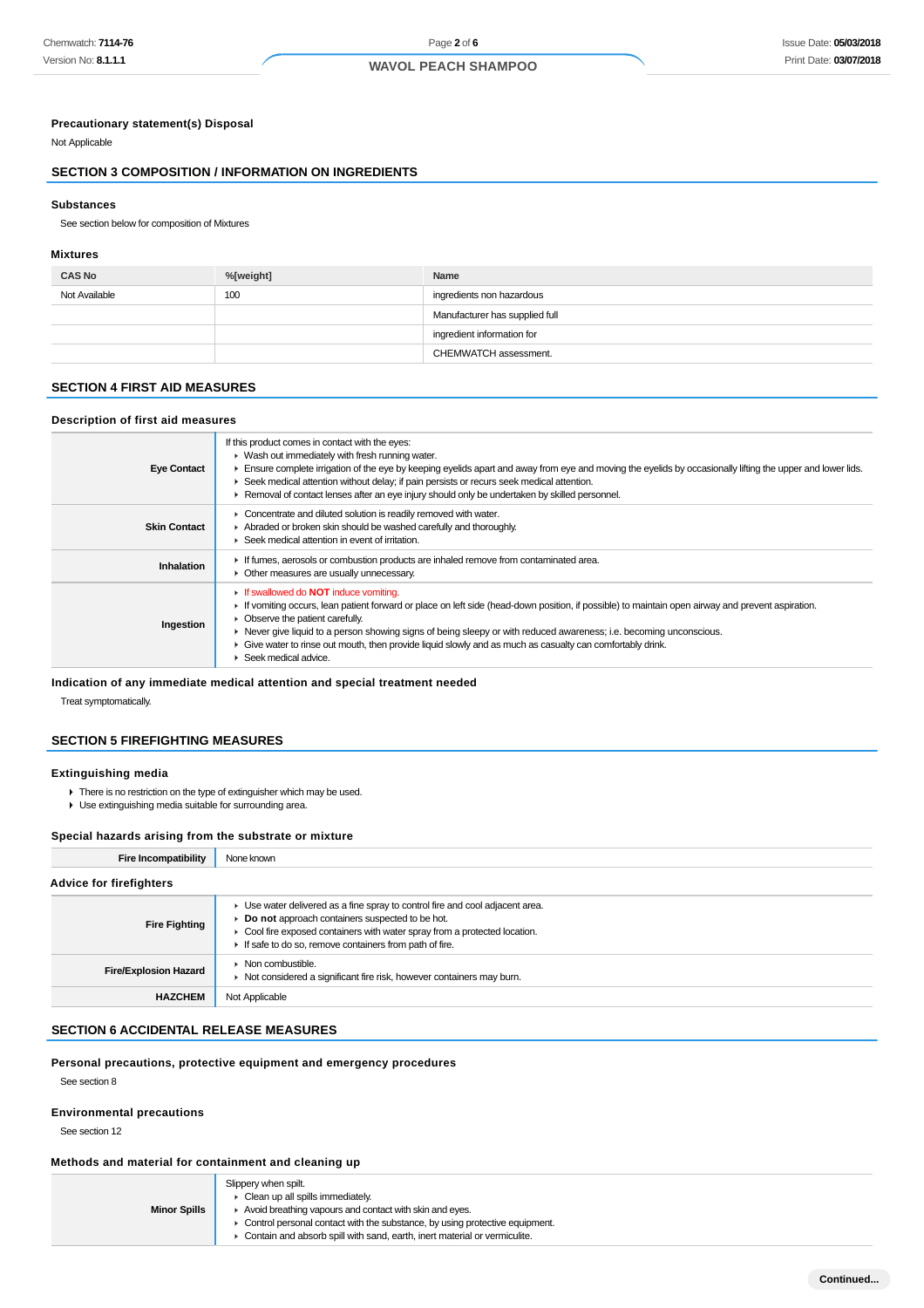### Precautionary statement(s) Disposal

Not Applicable

## SECTION 3 COMPOSITION / INFORMATION ON INGREDIENTS

### Substances

See section below for composition of Mixtures

### Mixtures

| CAS No | %[weight] | Name |
|---|---|---|
| Not Available | 100 | ingredients non hazardous |
| | | Manufacturer has supplied full |
| | | ingredient information for |
| | | CHEMWATCH assessment. |

## SECTION 4 FIRST AID MEASURES

### Description of first aid measures

| | |
|---|---|
| **Eye Contact** | If this product comes in contact with the eyes:<br>▸ Wash out immediately with fresh running water.<br>▸ Ensure complete irrigation of the eye by keeping eyelids apart and away from eye and moving the eyelids by occasionally lifting the upper and lower lids.<br>▸ Seek medical attention without delay; if pain persists or recurs seek medical attention.<br>▸ Removal of contact lenses after an eye injury should only be undertaken by skilled personnel. |
| **Skin Contact** | ▸ Concentrate and diluted solution is readily removed with water.<br>▸ Abraded or broken skin should be washed carefully and thoroughly.<br>▸ Seek medical attention in event of irritation. |
| **Inhalation** | ▸ If fumes, aerosols or combustion products are inhaled remove from contaminated area.<br>▸ Other measures are usually unnecessary. |
| **Ingestion** | ▸ If swallowed do **NOT** induce vomiting.<br>▸ If vomiting occurs, lean patient forward or place on left side (head-down position, if possible) to maintain open airway and prevent aspiration.<br>▸ Observe the patient carefully.<br>▸ Never give liquid to a person showing signs of being sleepy or with reduced awareness; i.e. becoming unconscious.<br>▸ Give water to rinse out mouth, then provide liquid slowly and as much as casualty can comfortably drink.<br>▸ Seek medical advice. |

### Indication of any immediate medical attention and special treatment needed

Treat symptomatically.

## SECTION 5 FIREFIGHTING MEASURES

### Extinguishing media

- There is no restriction on the type of extinguisher which may be used.
- Use extinguishing media suitable for surrounding area.

### Special hazards arising from the substrate or mixture

| | |
|---|---|
| **Fire Incompatibility** | None known |

### Advice for firefighters

| | |
|---|---|
| **Fire Fighting** | ▸ Use water delivered as a fine spray to control fire and cool adjacent area.<br>▸ **Do not** approach containers suspected to be hot.<br>▸ Cool fire exposed containers with water spray from a protected location.<br>▸ If safe to do so, remove containers from path of fire. |
| **Fire/Explosion Hazard** | ▸ Non combustible.<br>▸ Not considered a significant fire risk, however containers may burn. |
| **HAZCHEM** | Not Applicable |

## SECTION 6 ACCIDENTAL RELEASE MEASURES

### Personal precautions, protective equipment and emergency procedures

See section 8

### Environmental precautions

See section 12

### Methods and material for containment and cleaning up

| | |
|---|---|
| **Minor Spills** | Slippery when spilt.<br>▸ Clean up all spills immediately.<br>▸ Avoid breathing vapours and contact with skin and eyes.<br>▸ Control personal contact with the substance, by using protective equipment.<br>▸ Contain and absorb spill with sand, earth, inert material or vermiculite. |

Continued...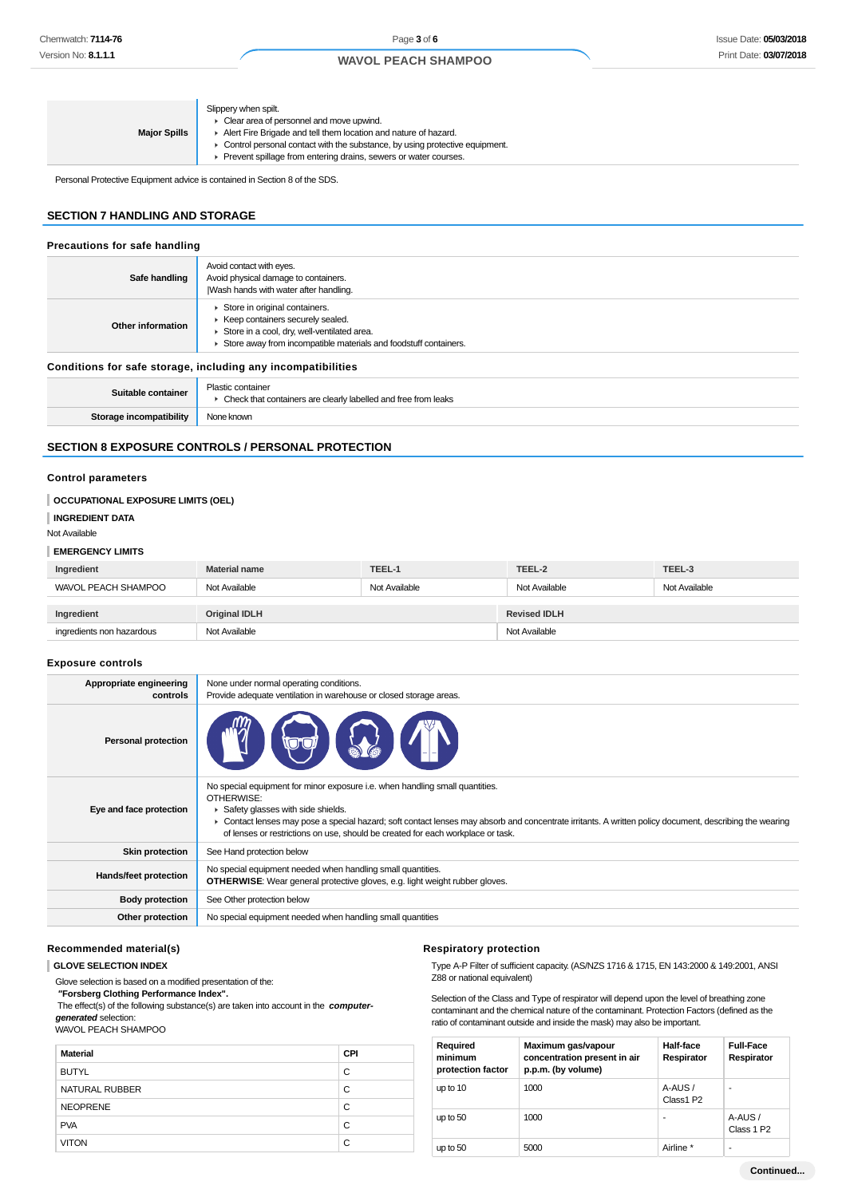| | |
|---|---|
| **Major Spills** | Slippery when spilt.<br>▸ Clear area of personnel and move upwind.<br>▸ Alert Fire Brigade and tell them location and nature of hazard.<br>▸ Control personal contact with the substance, by using protective equipment.<br>▸ Prevent spillage from entering drains, sewers or water courses. |

Personal Protective Equipment advice is contained in Section 8 of the SDS.

## SECTION 7 HANDLING AND STORAGE

### Precautions for safe handling

| | |
|---|---|
| **Safe handling** | Avoid contact with eyes.<br>Avoid physical damage to containers.<br>\|Wash hands with water after handling. |
| **Other information** | ▸ Store in original containers.<br>▸ Keep containers securely sealed.<br>▸ Store in a cool, dry, well-ventilated area.<br>▸ Store away from incompatible materials and foodstuff containers. |

### Conditions for safe storage, including any incompatibilities

| | |
|---|---|
| **Suitable container** | Plastic container<br>▸ Check that containers are clearly labelled and free from leaks |
| **Storage incompatibility** | None known |

## SECTION 8 EXPOSURE CONTROLS / PERSONAL PROTECTION

### Control parameters

**OCCUPATIONAL EXPOSURE LIMITS (OEL)**

**INGREDIENT DATA**

Not Available

**EMERGENCY LIMITS**

| Ingredient | Material name | TEEL-1 | TEEL-2 | TEEL-3 |
|---|---|---|---|---|
| WAVOL PEACH SHAMPOO | Not Available | Not Available | Not Available | Not Available |

| Ingredient | Original IDLH | Revised IDLH |
|---|---|---|
| ingredients non hazardous | Not Available | Not Available |

### Exposure controls

| | |
|---|---|
| **Appropriate engineering controls** | None under normal operating conditions.<br>Provide adequate ventilation in warehouse or closed storage areas. |
| **Personal protection** | |
| **Eye and face protection** | No special equipment for minor exposure i.e. when handling small quantities.<br>OTHERWISE:<br>▸ Safety glasses with side shields.<br>▸ Contact lenses may pose a special hazard; soft contact lenses may absorb and concentrate irritants. A written policy document, describing the wearing of lenses or restrictions on use, should be created for each workplace or task. |
| **Skin protection** | See Hand protection below |
| **Hands/feet protection** | No special equipment needed when handling small quantities.<br>**OTHERWISE**: Wear general protective gloves, e.g. light weight rubber gloves. |
| **Body protection** | See Other protection below |
| **Other protection** | No special equipment needed when handling small quantities |

### Recommended material(s)

**GLOVE SELECTION INDEX**

Glove selection is based on a modified presentation of the:
***"Forsberg Clothing Performance Index".***
The effect(s) of the following substance(s) are taken into account in the ***computer-generated*** selection:
WAVOL PEACH SHAMPOO

| Material | CPI |
|---|---|
| BUTYL | C |
| NATURAL RUBBER | C |
| NEOPRENE | C |
| PVA | C |
| VITON | C |

### Respiratory protection

Type A-P Filter of sufficient capacity. (AS/NZS 1716 & 1715, EN 143:2000 & 149:2001, ANSI Z88 or national equivalent)

Selection of the Class and Type of respirator will depend upon the level of breathing zone contaminant and the chemical nature of the contaminant. Protection Factors (defined as the ratio of contaminant outside and inside the mask) may also be important.

| Required minimum protection factor | Maximum gas/vapour concentration present in air p.p.m. (by volume) | Half-face Respirator | Full-Face Respirator |
|---|---|---|---|
| up to 10 | 1000 | A-AUS / Class1 P2 | - |
| up to 50 | 1000 | - | A-AUS / Class 1 P2 |
| up to 50 | 5000 | Airline * | - |

**Continued...**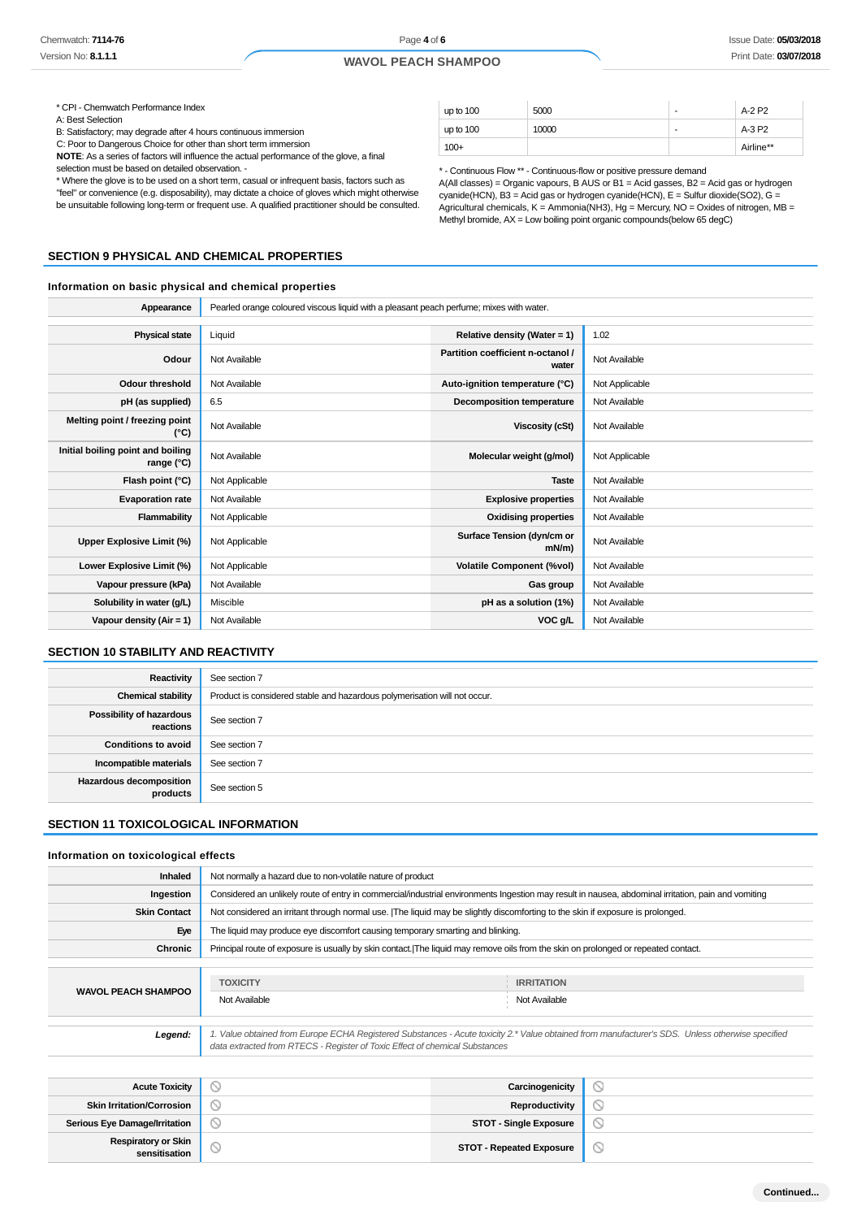* CPI - Chemwatch Performance Index
A: Best Selection
B: Satisfactory; may degrade after 4 hours continuous immersion
C: Poor to Dangerous Choice for other than short term immersion
**NOTE**: As a series of factors will influence the actual performance of the glove, a final selection must be based on detailed observation. -
* Where the glove is to be used on a short term, casual or infrequent basis, factors such as "feel" or convenience (e.g. disposability), may dictate a choice of gloves which might otherwise be unsuitable following long-term or frequent use. A qualified practitioner should be consulted.

| | | | |
|---|---|---|---|
| up to 100 | 5000 | - | A-2 P2 |
| up to 100 | 10000 | - | A-3 P2 |
| 100+ | | | Airline** |

* - Continuous Flow ** - Continuous-flow or positive pressure demand
A(All classes) = Organic vapours, B AUS or B1 = Acid gasses, B2 = Acid gas or hydrogen cyanide(HCN), B3 = Acid gas or hydrogen cyanide(HCN), E = Sulfur dioxide(SO2), G = Agricultural chemicals, K = Ammonia(NH3), Hg = Mercury, NO = Oxides of nitrogen, MB = Methyl bromide, AX = Low boiling point organic compounds(below 65 degC)

## SECTION 9 PHYSICAL AND CHEMICAL PROPERTIES

### Information on basic physical and chemical properties

| | |
|---|---|
| **Appearance** | Pearled orange coloured viscous liquid with a pleasant peach perfume; mixes with water. |

| | | | |
|---|---|---|---|
| **Physical state** | Liquid | **Relative density (Water = 1)** | 1.02 |
| **Odour** | Not Available | **Partition coefficient n-octanol / water** | Not Available |
| **Odour threshold** | Not Available | **Auto-ignition temperature (°C)** | Not Applicable |
| **pH (as supplied)** | 6.5 | **Decomposition temperature** | Not Available |
| **Melting point / freezing point (°C)** | Not Available | **Viscosity (cSt)** | Not Available |
| **Initial boiling point and boiling range (°C)** | Not Available | **Molecular weight (g/mol)** | Not Applicable |
| **Flash point (°C)** | Not Applicable | **Taste** | Not Available |
| **Evaporation rate** | Not Available | **Explosive properties** | Not Available |
| **Flammability** | Not Applicable | **Oxidising properties** | Not Available |
| **Upper Explosive Limit (%)** | Not Applicable | **Surface Tension (dyn/cm or mN/m)** | Not Available |
| **Lower Explosive Limit (%)** | Not Applicable | **Volatile Component (%vol)** | Not Available |
| **Vapour pressure (kPa)** | Not Available | **Gas group** | Not Available |
| **Solubility in water (g/L)** | Miscible | **pH as a solution (1%)** | Not Available |
| **Vapour density (Air = 1)** | Not Available | **VOC g/L** | Not Available |

## SECTION 10 STABILITY AND REACTIVITY

| | |
|---|---|
| **Reactivity** | See section 7 |
| **Chemical stability** | Product is considered stable and hazardous polymerisation will not occur. |
| **Possibility of hazardous reactions** | See section 7 |
| **Conditions to avoid** | See section 7 |
| **Incompatible materials** | See section 7 |
| **Hazardous decomposition products** | See section 5 |

## SECTION 11 TOXICOLOGICAL INFORMATION

### Information on toxicological effects

| | |
|---|---|
| **Inhaled** | Not normally a hazard due to non-volatile nature of product |
| **Ingestion** | Considered an unlikely route of entry in commercial/industrial environments Ingestion may result in nausea, abdominal irritation, pain and vomiting |
| **Skin Contact** | Not considered an irritant through normal use. \|The liquid may be slightly discomforting to the skin if exposure is prolonged. |
| **Eye** | The liquid may produce eye discomfort causing temporary smarting and blinking. |
| **Chronic** | Principal route of exposure is usually by skin contact.\|The liquid may remove oils from the skin on prolonged or repeated contact. |

| | TOXICITY | IRRITATION |
|---|---|---|
| **WAVOL PEACH SHAMPOO** | Not Available | Not Available |

***Legend:*** *1. Value obtained from Europe ECHA Registered Substances - Acute toxicity 2.* Value obtained from manufacturer's SDS. Unless otherwise specified data extracted from RTECS - Register of Toxic Effect of chemical Substances*

| | | | |
|---|---|---|---|
| **Acute Toxicity** | ⃠ | **Carcinogenicity** | ⃠ |
| **Skin Irritation/Corrosion** | ⃠ | **Reproductivity** | ⃠ |
| **Serious Eye Damage/Irritation** | ⃠ | **STOT - Single Exposure** | ⃠ |
| **Respiratory or Skin sensitisation** | ⃠ | **STOT - Repeated Exposure** | ⃠ |

Continued...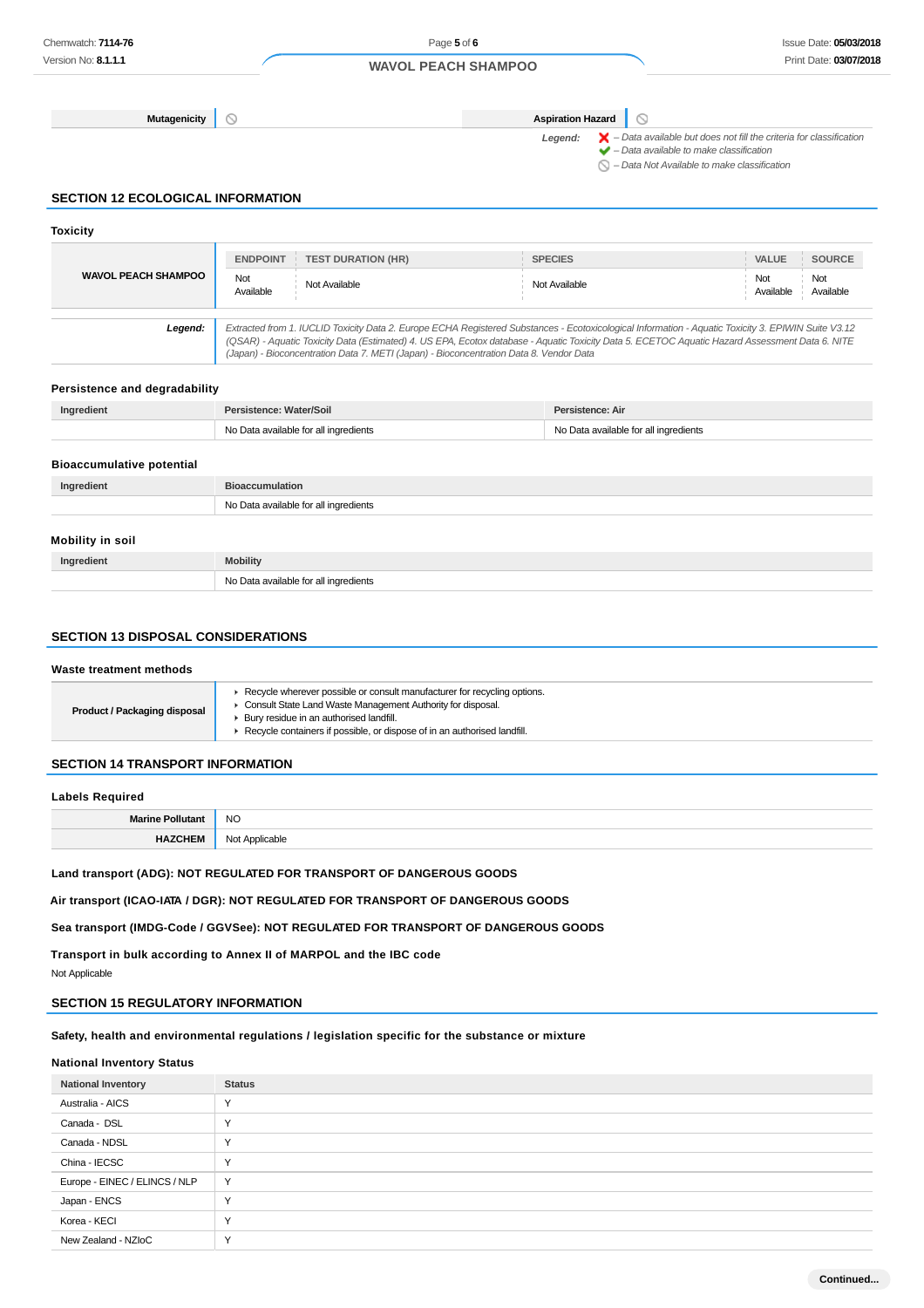| Mutagenicity | ⊘ | Aspiration Hazard | ⊘ |
| --- | --- | --- | --- |

*Legend:* ✗ – Data available but does not fill the criteria for classification
✔ – Data available to make classification
⊘ – Data Not Available to make classification

## SECTION 12 ECOLOGICAL INFORMATION

### Toxicity

| | ENDPOINT | TEST DURATION (HR) | SPECIES | VALUE | SOURCE |
| --- | --- | --- | --- | --- | --- |
| WAVOL PEACH SHAMPOO | Not Available | Not Available | Not Available | Not Available | Not Available |

**Legend:** *Extracted from 1. IUCLID Toxicity Data 2. Europe ECHA Registered Substances - Ecotoxicological Information - Aquatic Toxicity 3. EPIWIN Suite V3.12 (QSAR) - Aquatic Toxicity Data (Estimated) 4. US EPA, Ecotox database - Aquatic Toxicity Data 5. ECETOC Aquatic Hazard Assessment Data 6. NITE (Japan) - Bioconcentration Data 7. METI (Japan) - Bioconcentration Data 8. Vendor Data*

### Persistence and degradability

| Ingredient | Persistence: Water/Soil | Persistence: Air |
| --- | --- | --- |
| | No Data available for all ingredients | No Data available for all ingredients |

### Bioaccumulative potential

| Ingredient | Bioaccumulation |
| --- | --- |
| | No Data available for all ingredients |

### Mobility in soil

| Ingredient | Mobility |
| --- | --- |
| | No Data available for all ingredients |

## SECTION 13 DISPOSAL CONSIDERATIONS

### Waste treatment methods

| Product / Packaging disposal | <ul><li>Recycle wherever possible or consult manufacturer for recycling options.</li><li>Consult State Land Waste Management Authority for disposal.</li><li>Bury residue in an authorised landfill.</li><li>Recycle containers if possible, or dispose of in an authorised landfill.</li></ul> |
| --- | --- |

## SECTION 14 TRANSPORT INFORMATION

### Labels Required

| Marine Pollutant | NO |
| --- | --- |
| HAZCHEM | Not Applicable |

**Land transport (ADG): NOT REGULATED FOR TRANSPORT OF DANGEROUS GOODS**

**Air transport (ICAO-IATA / DGR): NOT REGULATED FOR TRANSPORT OF DANGEROUS GOODS**

**Sea transport (IMDG-Code / GGVSee): NOT REGULATED FOR TRANSPORT OF DANGEROUS GOODS**

**Transport in bulk according to Annex II of MARPOL and the IBC code**

Not Applicable

## SECTION 15 REGULATORY INFORMATION

**Safety, health and environmental regulations / legislation specific for the substance or mixture**

### National Inventory Status

| National Inventory | Status |
| --- | --- |
| Australia - AICS | Y |
| Canada - DSL | Y |
| Canada - NDSL | Y |
| China - IECSC | Y |
| Europe - EINEC / ELINCS / NLP | Y |
| Japan - ENCS | Y |
| Korea - KECI | Y |
| New Zealand - NZIoC | Y |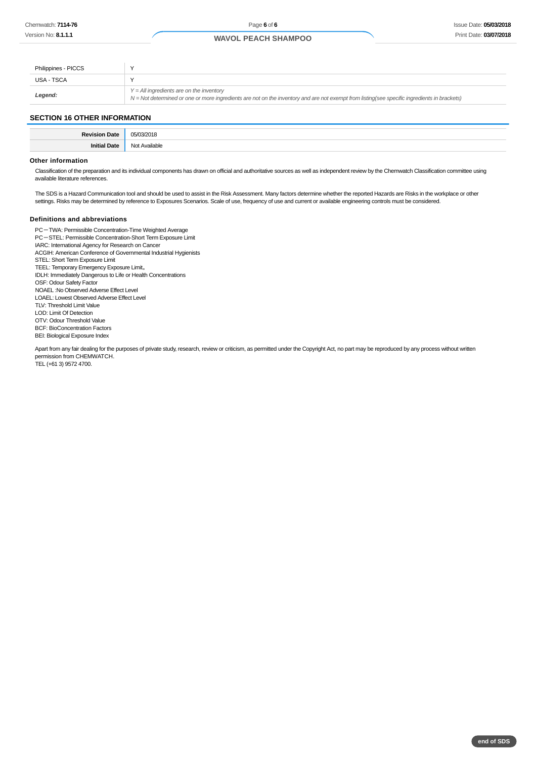| | |
|---|---|
| Philippines - PICCS | Y |
| USA - TSCA | Y |
| **Legend:** | *Y = All ingredients are on the inventory*<br>*N = Not determined or one or more ingredients are not on the inventory and are not exempt from listing(see specific ingredients in brackets)* |

## SECTION 16 OTHER INFORMATION

| | |
|---|---|
| **Revision Date** | 05/03/2018 |
| **Initial Date** | Not Available |

### Other information

Classification of the preparation and its individual components has drawn on official and authoritative sources as well as independent review by the Chemwatch Classification committee using available literature references.

The SDS is a Hazard Communication tool and should be used to assist in the Risk Assessment. Many factors determine whether the reported Hazards are Risks in the workplace or other settings. Risks may be determined by reference to Exposures Scenarios. Scale of use, frequency of use and current or available engineering controls must be considered.

### Definitions and abbreviations

PC－TWA: Permissible Concentration-Time Weighted Average
PC－STEL: Permissible Concentration-Short Term Exposure Limit
IARC: International Agency for Research on Cancer
ACGIH: American Conference of Governmental Industrial Hygienists
STEL: Short Term Exposure Limit
TEEL: Temporary Emergency Exposure Limit。
IDLH: Immediately Dangerous to Life or Health Concentrations
OSF: Odour Safety Factor
NOAEL :No Observed Adverse Effect Level
LOAEL: Lowest Observed Adverse Effect Level
TLV: Threshold Limit Value
LOD: Limit Of Detection
OTV: Odour Threshold Value
BCF: BioConcentration Factors
BEI: Biological Exposure Index

Apart from any fair dealing for the purposes of private study, research, review or criticism, as permitted under the Copyright Act, no part may be reproduced by any process without written permission from CHEMWATCH.
TEL (+61 3) 9572 4700.

**end of SDS**